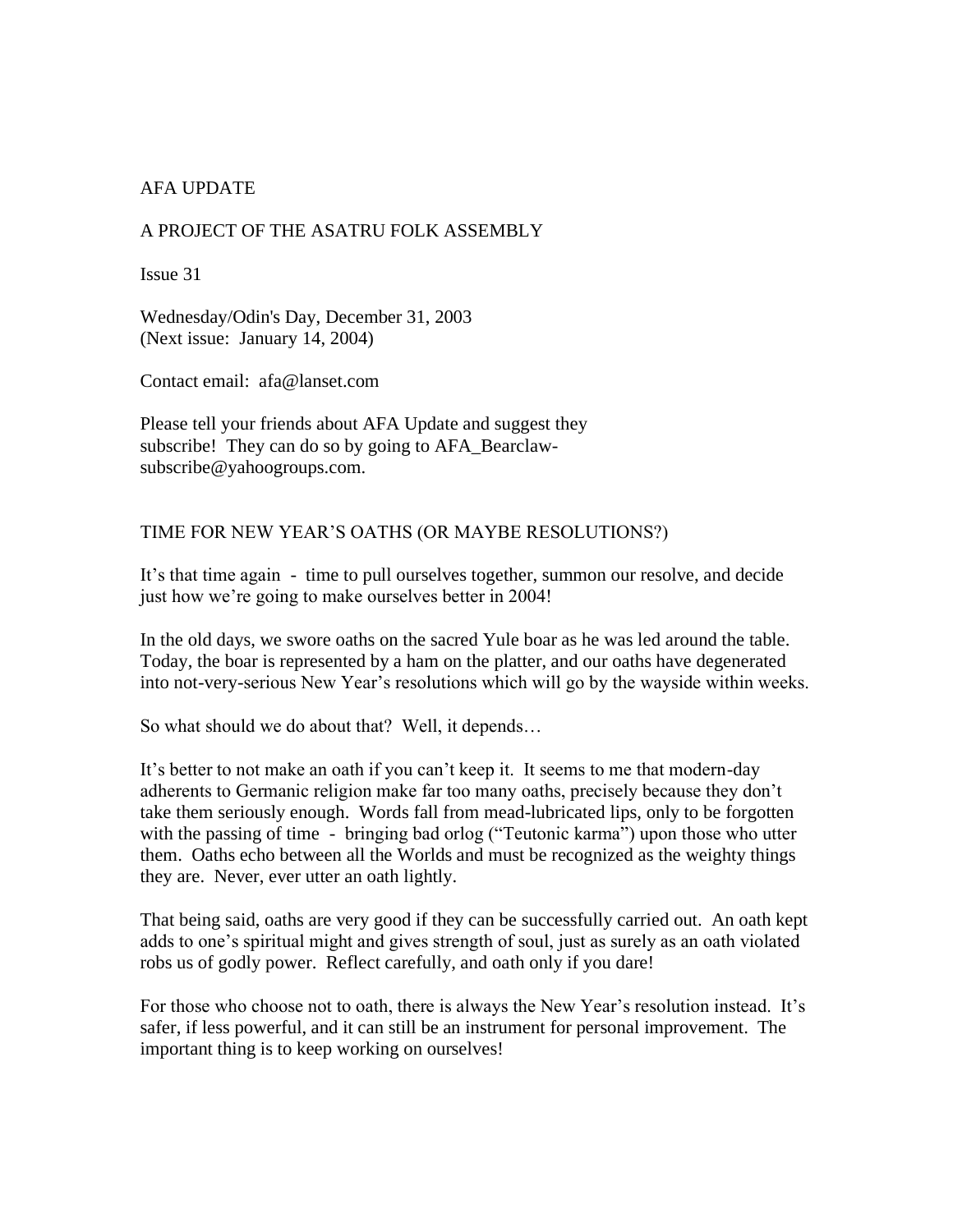AFA UPDATE

A PROJECT OF THE ASATRU FOLK ASSEMBLY

Issue 31

Wednesday/Odin's Day, December 31, 2003
(Next issue: January 14, 2004)

Contact email: afa@lanset.com

Please tell your friends about AFA Update and suggest they subscribe! They can do so by going to AFA_Bearclaw-subscribe@yahoogroups.com.

## TIME FOR NEW YEAR'S OATHS (OR MAYBE RESOLUTIONS?)

It's that time again - time to pull ourselves together, summon our resolve, and decide just how we're going to make ourselves better in 2004!

In the old days, we swore oaths on the sacred Yule boar as he was led around the table. Today, the boar is represented by a ham on the platter, and our oaths have degenerated into not-very-serious New Year's resolutions which will go by the wayside within weeks.

So what should we do about that? Well, it depends…

It's better to not make an oath if you can't keep it. It seems to me that modern-day adherents to Germanic religion make far too many oaths, precisely because they don't take them seriously enough. Words fall from mead-lubricated lips, only to be forgotten with the passing of time - bringing bad orlog ("Teutonic karma") upon those who utter them. Oaths echo between all the Worlds and must be recognized as the weighty things they are. Never, ever utter an oath lightly.

That being said, oaths are very good if they can be successfully carried out. An oath kept adds to one's spiritual might and gives strength of soul, just as surely as an oath violated robs us of godly power. Reflect carefully, and oath only if you dare!

For those who choose not to oath, there is always the New Year's resolution instead. It's safer, if less powerful, and it can still be an instrument for personal improvement. The important thing is to keep working on ourselves!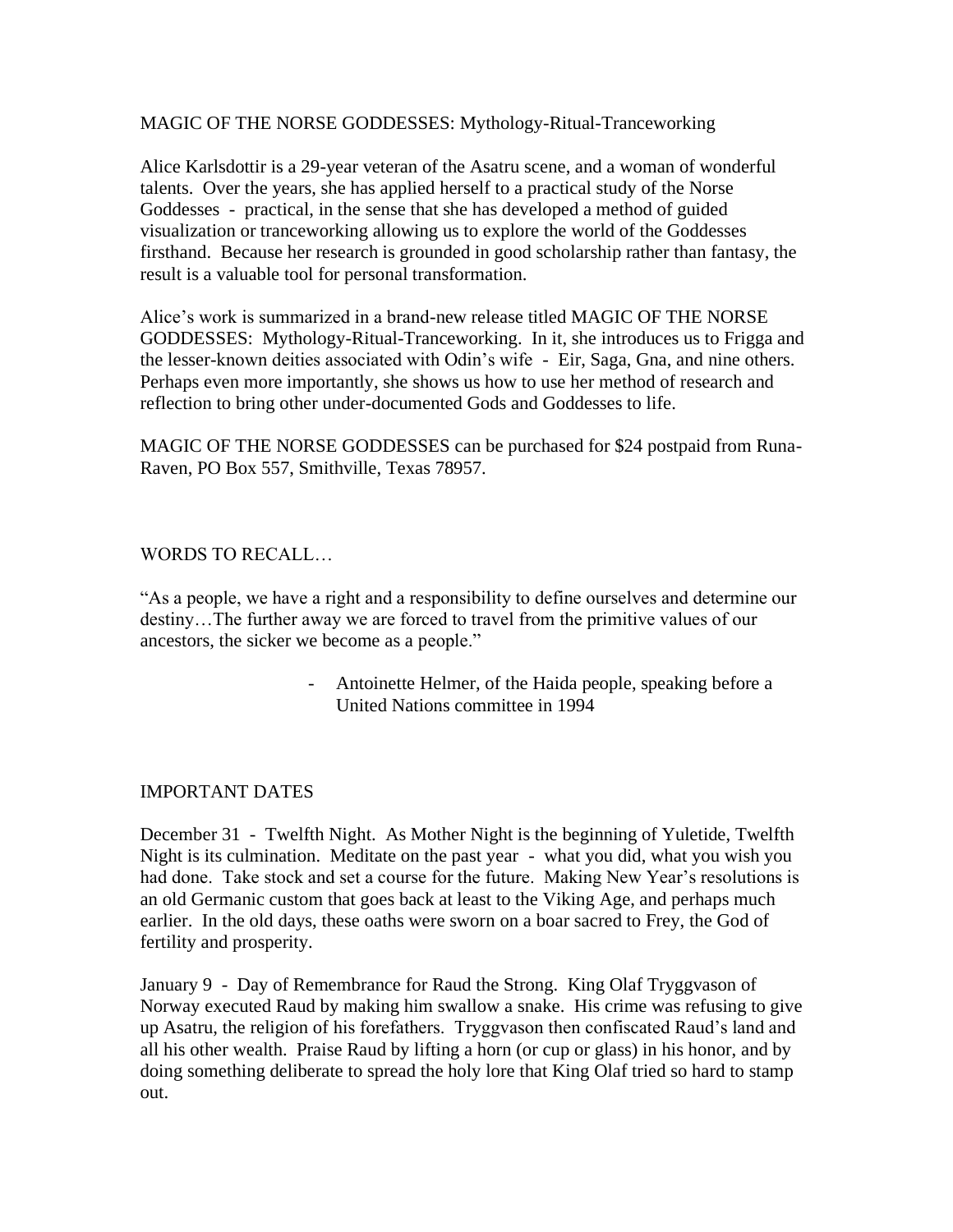MAGIC OF THE NORSE GODDESSES: Mythology-Ritual-Tranceworking

Alice Karlsdottir is a 29-year veteran of the Asatru scene, and a woman of wonderful talents. Over the years, she has applied herself to a practical study of the Norse Goddesses - practical, in the sense that she has developed a method of guided visualization or tranceworking allowing us to explore the world of the Goddesses firsthand. Because her research is grounded in good scholarship rather than fantasy, the result is a valuable tool for personal transformation.

Alice's work is summarized in a brand-new release titled MAGIC OF THE NORSE GODDESSES: Mythology-Ritual-Tranceworking. In it, she introduces us to Frigga and the lesser-known deities associated with Odin's wife - Eir, Saga, Gna, and nine others. Perhaps even more importantly, she shows us how to use her method of research and reflection to bring other under-documented Gods and Goddesses to life.

MAGIC OF THE NORSE GODDESSES can be purchased for $24 postpaid from Runa-Raven, PO Box 557, Smithville, Texas 78957.

WORDS TO RECALL…

"As a people, we have a right and a responsibility to define ourselves and determine our destiny…The further away we are forced to travel from the primitive values of our ancestors, the sicker we become as a people."

- Antoinette Helmer, of the Haida people, speaking before a United Nations committee in 1994

IMPORTANT DATES

December 31 - Twelfth Night. As Mother Night is the beginning of Yuletide, Twelfth Night is its culmination. Meditate on the past year - what you did, what you wish you had done. Take stock and set a course for the future. Making New Year's resolutions is an old Germanic custom that goes back at least to the Viking Age, and perhaps much earlier. In the old days, these oaths were sworn on a boar sacred to Frey, the God of fertility and prosperity.

January 9 - Day of Remembrance for Raud the Strong. King Olaf Tryggvason of Norway executed Raud by making him swallow a snake. His crime was refusing to give up Asatru, the religion of his forefathers. Tryggvason then confiscated Raud's land and all his other wealth. Praise Raud by lifting a horn (or cup or glass) in his honor, and by doing something deliberate to spread the holy lore that King Olaf tried so hard to stamp out.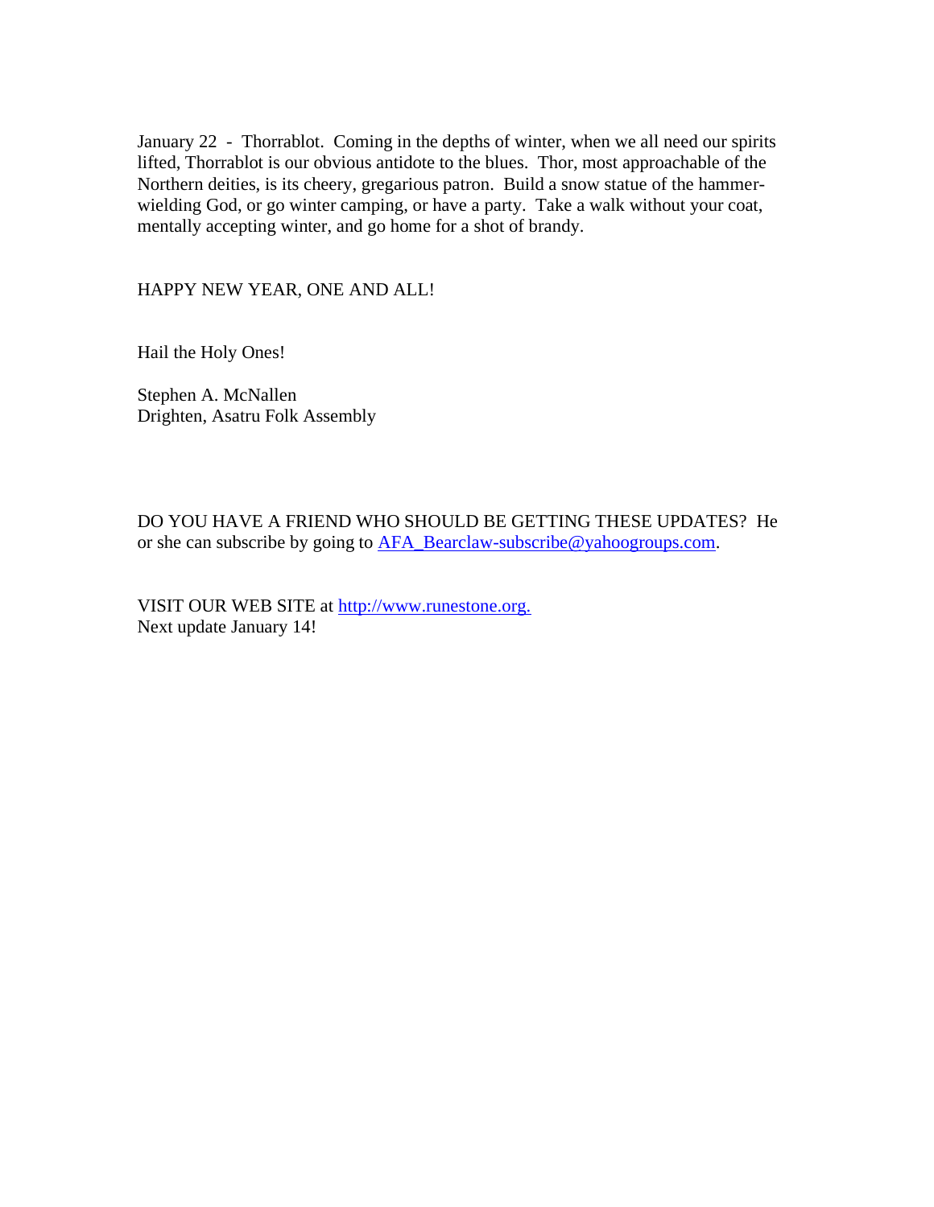January 22 - Thorrablot. Coming in the depths of winter, when we all need our spirits lifted, Thorrablot is our obvious antidote to the blues. Thor, most approachable of the Northern deities, is its cheery, gregarious patron. Build a snow statue of the hammer-wielding God, or go winter camping, or have a party. Take a walk without your coat, mentally accepting winter, and go home for a shot of brandy.

HAPPY NEW YEAR, ONE AND ALL!

Hail the Holy Ones!

Stephen A. McNallen
Drighten, Asatru Folk Assembly

DO YOU HAVE A FRIEND WHO SHOULD BE GETTING THESE UPDATES? He or she can subscribe by going to AFA_Bearclaw-subscribe@yahoogroups.com.

VISIT OUR WEB SITE at http://www.runestone.org.
Next update January 14!